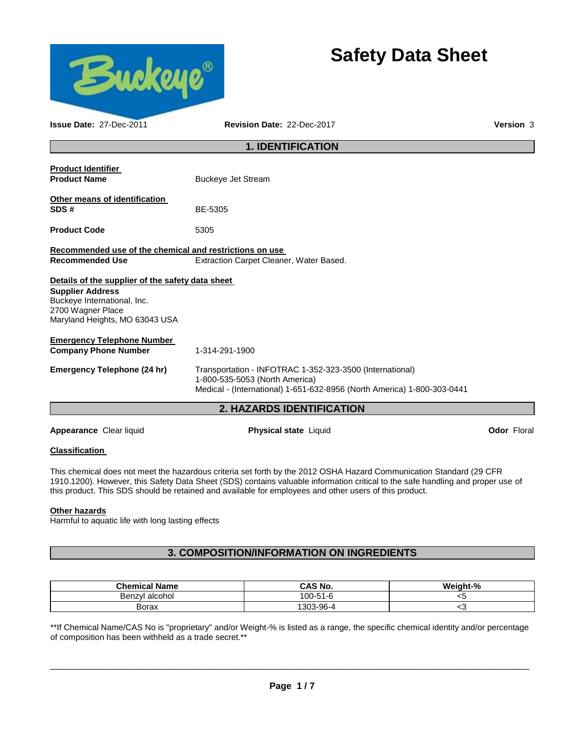# Safety Data Sheet

**Issue Date:** 27-Dec-2011 **Revision Date:** 22-Dec-2017 **Version** 3

## 1. IDENTIFICATION

**Product Identifier**

**Product Name** Buckeye Jet Stream

**Other means of identification**

**SDS #** BE-5305

**Product Code** 5305

**Recommended use of the chemical and restrictions on use**

**Recommended Use** Extraction Carpet Cleaner, Water Based.

**Details of the supplier of the safety data sheet**

**Supplier Address**
Buckeye International, Inc.
2700 Wagner Place
Maryland Heights, MO 63043 USA

**Emergency Telephone Number**

**Company Phone Number** 1-314-291-1900

**Emergency Telephone (24 hr)** Transportation - INFOTRAC 1-352-323-3500 (International)
1-800-535-5053 (North America)
Medical - (International) 1-651-632-8956 (North America) 1-800-303-0441

## 2. HAZARDS IDENTIFICATION

**Appearance** Clear liquid **Physical state** Liquid **Odor** Floral

**Classification**

This chemical does not meet the hazardous criteria set forth by the 2012 OSHA Hazard Communication Standard (29 CFR 1910.1200). However, this Safety Data Sheet (SDS) contains valuable information critical to the safe handling and proper use of this product. This SDS should be retained and available for employees and other users of this product.

**Other hazards**

Harmful to aquatic life with long lasting effects

## 3. COMPOSITION/INFORMATION ON INGREDIENTS

| Chemical Name | CAS No. | Weight-% |
|---|---|---|
| Benzyl alcohol | 100-51-6 | <5 |
| Borax | 1303-96-4 | <3 |

**If Chemical Name/CAS No is "proprietary" and/or Weight-% is listed as a range, the specific chemical identity and/or percentage of composition has been withheld as a trade secret.**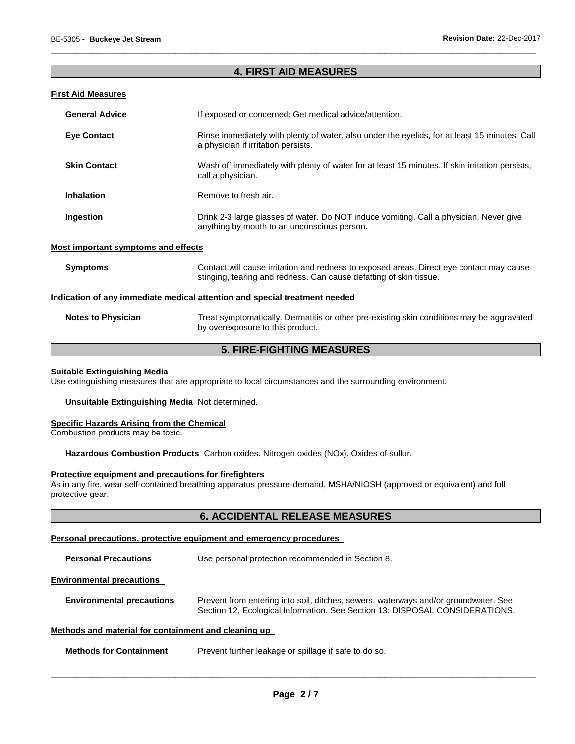## 4. FIRST AID MEASURES

### First Aid Measures

**General Advice** If exposed or concerned: Get medical advice/attention.

**Eye Contact** Rinse immediately with plenty of water, also under the eyelids, for at least 15 minutes. Call a physician if irritation persists.

**Skin Contact** Wash off immediately with plenty of water for at least 15 minutes. If skin irritation persists, call a physician.

**Inhalation** Remove to fresh air.

**Ingestion** Drink 2-3 large glasses of water. Do NOT induce vomiting. Call a physician. Never give anything by mouth to an unconscious person.

### Most important symptoms and effects

**Symptoms** Contact will cause irritation and redness to exposed areas. Direct eye contact may cause stinging, tearing and redness. Can cause defatting of skin tissue.

### Indication of any immediate medical attention and special treatment needed

**Notes to Physician** Treat symptomatically. Dermatitis or other pre-existing skin conditions may be aggravated by overexposure to this product.

## 5. FIRE-FIGHTING MEASURES

### Suitable Extinguishing Media

Use extinguishing measures that are appropriate to local circumstances and the surrounding environment.

**Unsuitable Extinguishing Media** Not determined.

### Specific Hazards Arising from the Chemical

Combustion products may be toxic.

**Hazardous Combustion Products** Carbon oxides. Nitrogen oxides (NOx). Oxides of sulfur.

### Protective equipment and precautions for firefighters

As in any fire, wear self-contained breathing apparatus pressure-demand, MSHA/NIOSH (approved or equivalent) and full protective gear.

## 6. ACCIDENTAL RELEASE MEASURES

### Personal precautions, protective equipment and emergency procedures

**Personal Precautions** Use personal protection recommended in Section 8.

### Environmental precautions

**Environmental precautions** Prevent from entering into soil, ditches, sewers, waterways and/or groundwater. See Section 12, Ecological Information. See Section 13: DISPOSAL CONSIDERATIONS.

### Methods and material for containment and cleaning up

**Methods for Containment** Prevent further leakage or spillage if safe to do so.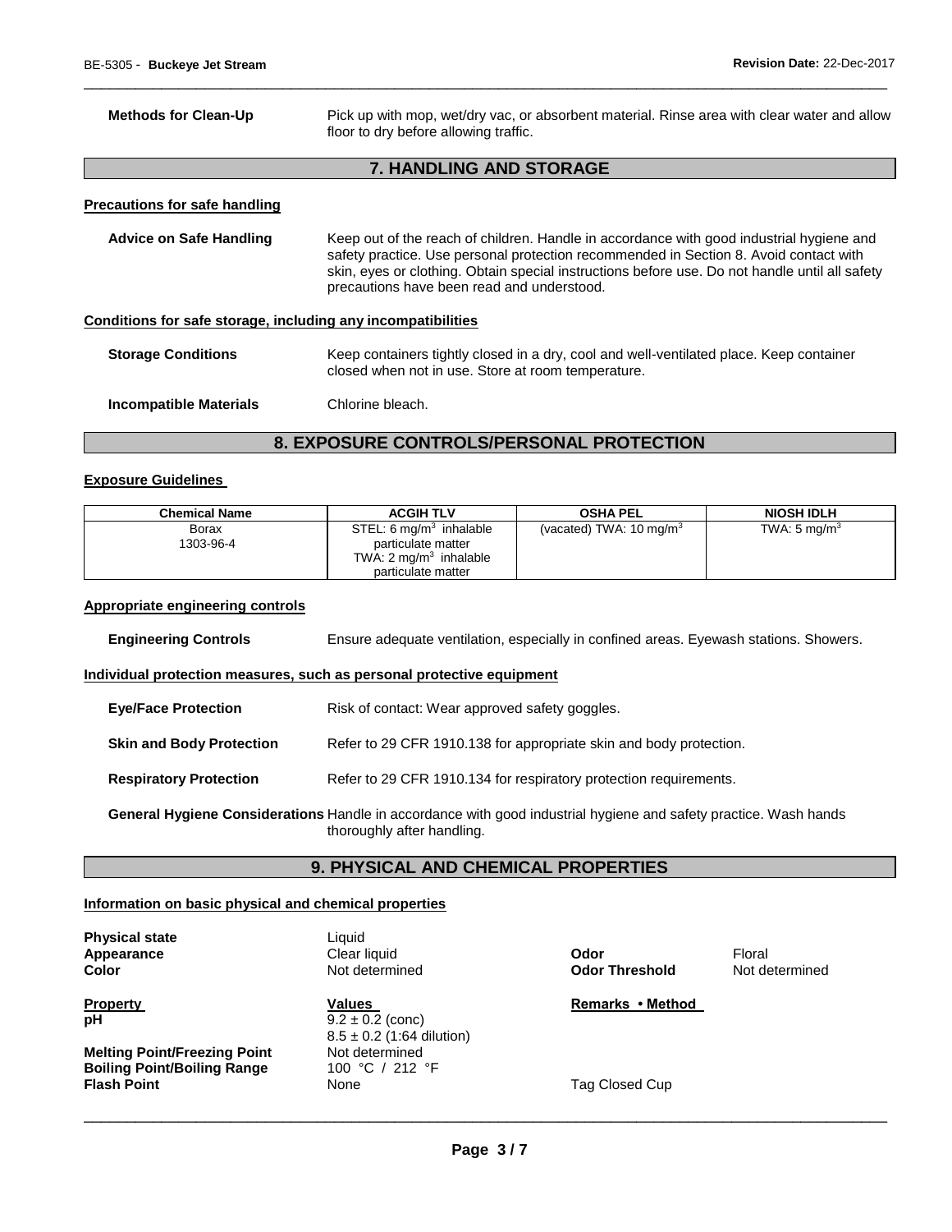**Methods for Clean-Up** Pick up with mop, wet/dry vac, or absorbent material. Rinse area with clear water and allow floor to dry before allowing traffic.

## 7. HANDLING AND STORAGE

### Precautions for safe handling

**Advice on Safe Handling** Keep out of the reach of children. Handle in accordance with good industrial hygiene and safety practice. Use personal protection recommended in Section 8. Avoid contact with skin, eyes or clothing. Obtain special instructions before use. Do not handle until all safety precautions have been read and understood.

### Conditions for safe storage, including any incompatibilities

**Storage Conditions** Keep containers tightly closed in a dry, cool and well-ventilated place. Keep container closed when not in use. Store at room temperature.

**Incompatible Materials** Chlorine bleach.

## 8. EXPOSURE CONTROLS/PERSONAL PROTECTION

### Exposure Guidelines

| Chemical Name | ACGIH TLV | OSHA PEL | NIOSH IDLH |
|---|---|---|---|
| Borax<br>1303-96-4 | STEL: 6 mg/m$^3$ inhalable particulate matter<br>TWA: 2 mg/m$^3$ inhalable particulate matter | (vacated) TWA: 10 mg/m$^3$ | TWA: 5 mg/m$^3$ |

### Appropriate engineering controls

**Engineering Controls** Ensure adequate ventilation, especially in confined areas. Eyewash stations. Showers.

### Individual protection measures, such as personal protective equipment

**Eye/Face Protection** Risk of contact: Wear approved safety goggles.

**Skin and Body Protection** Refer to 29 CFR 1910.138 for appropriate skin and body protection.

**Respiratory Protection** Refer to 29 CFR 1910.134 for respiratory protection requirements.

**General Hygiene Considerations** Handle in accordance with good industrial hygiene and safety practice. Wash hands thoroughly after handling.

## 9. PHYSICAL AND CHEMICAL PROPERTIES

### Information on basic physical and chemical properties

**Physical state** Liquid

**Appearance** Clear liquid

**Color** Not determined

**Odor** Floral

**Odor Threshold** Not determined

| Property | Values | Remarks • Method |
|---|---|---|
| **pH** | 9.2 ± 0.2 (conc)<br>8.5 ± 0.2 (1:64 dilution) | |
| **Melting Point/Freezing Point** | Not determined | |
| **Boiling Point/Boiling Range** | 100 °C / 212 °F | |
| **Flash Point** | None | Tag Closed Cup |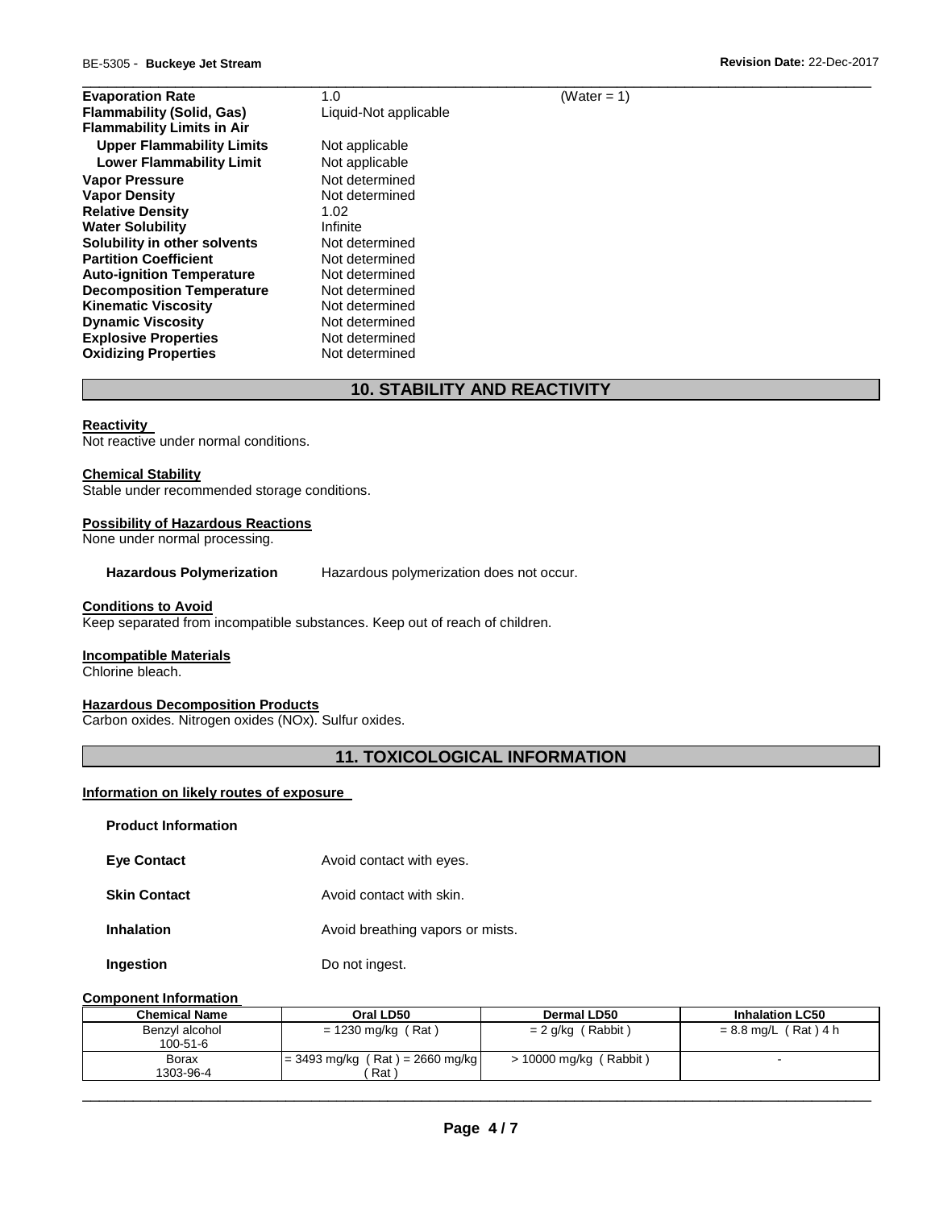| | | |
|---|---|---|
| **Evaporation Rate** | 1.0 | (Water = 1) |
| **Flammability (Solid, Gas)** | Liquid-Not applicable | |
| **Flammability Limits in Air** | | |
| **Upper Flammability Limits** | Not applicable | |
| **Lower Flammability Limit** | Not applicable | |
| **Vapor Pressure** | Not determined | |
| **Vapor Density** | Not determined | |
| **Relative Density** | 1.02 | |
| **Water Solubility** | Infinite | |
| **Solubility in other solvents** | Not determined | |
| **Partition Coefficient** | Not determined | |
| **Auto-ignition Temperature** | Not determined | |
| **Decomposition Temperature** | Not determined | |
| **Kinematic Viscosity** | Not determined | |
| **Dynamic Viscosity** | Not determined | |
| **Explosive Properties** | Not determined | |
| **Oxidizing Properties** | Not determined | |

## 10. STABILITY AND REACTIVITY

**Reactivity**

Not reactive under normal conditions.

**Chemical Stability**

Stable under recommended storage conditions.

**Possibility of Hazardous Reactions**

None under normal processing.

**Hazardous Polymerization** Hazardous polymerization does not occur.

**Conditions to Avoid**

Keep separated from incompatible substances. Keep out of reach of children.

**Incompatible Materials**

Chlorine bleach.

**Hazardous Decomposition Products**

Carbon oxides. Nitrogen oxides (NOx). Sulfur oxides.

## 11. TOXICOLOGICAL INFORMATION

**Information on likely routes of exposure**

**Product Information**

**Eye Contact** Avoid contact with eyes.

**Skin Contact** Avoid contact with skin.

**Inhalation** Avoid breathing vapors or mists.

**Ingestion** Do not ingest.

**Component Information**

| Chemical Name | Oral LD50 | Dermal LD50 | Inhalation LC50 |
|---|---|---|---|
| Benzyl alcohol<br>100-51-6 | = 1230 mg/kg ( Rat ) | = 2 g/kg ( Rabbit ) | = 8.8 mg/L ( Rat ) 4 h |
| Borax<br>1303-96-4 | = 3493 mg/kg ( Rat ) = 2660 mg/kg ( Rat ) | > 10000 mg/kg ( Rabbit ) | - |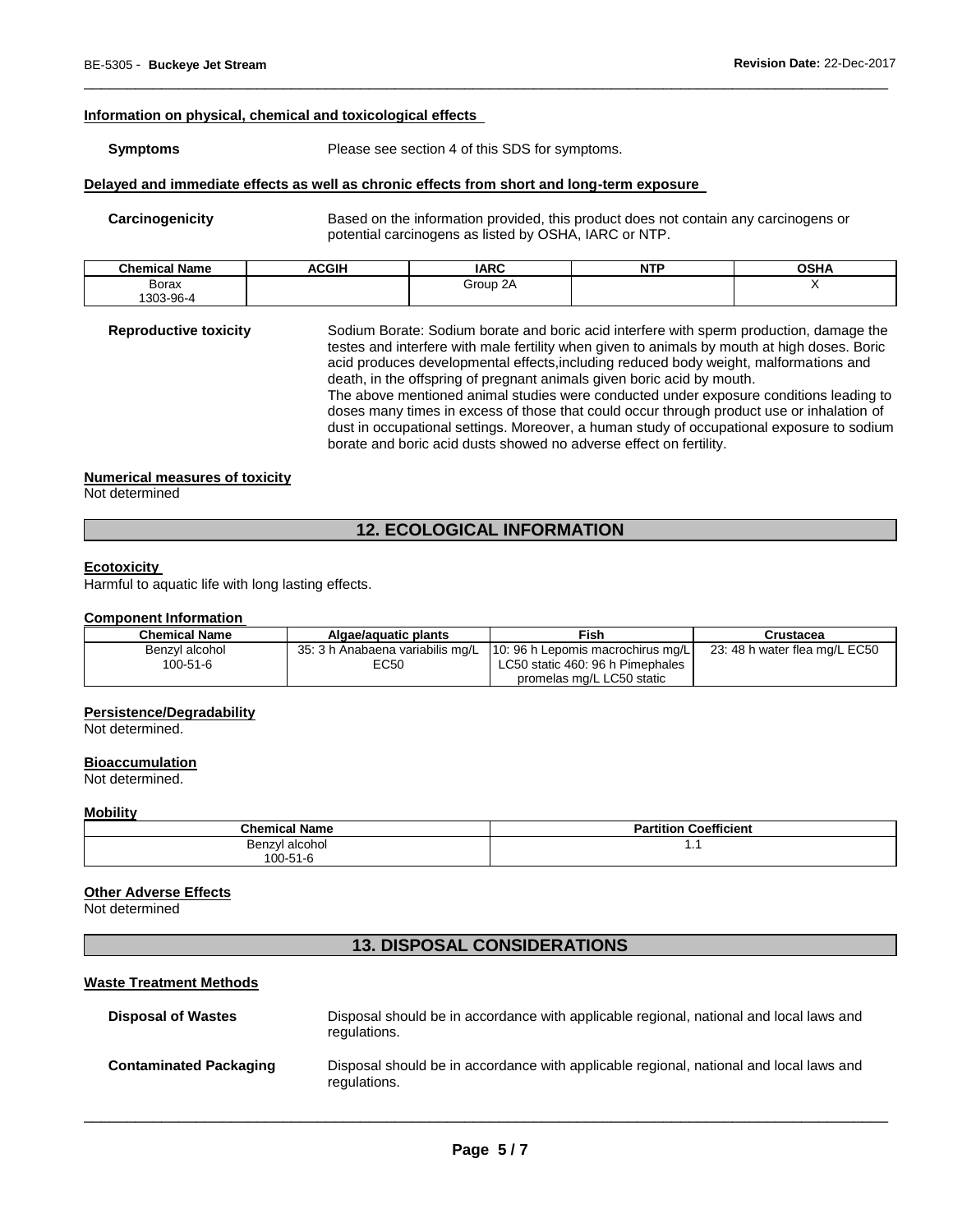#### Information on physical, chemical and toxicological effects

**Symptoms** Please see section 4 of this SDS for symptoms.

#### Delayed and immediate effects as well as chronic effects from short and long-term exposure

**Carcinogenicity** Based on the information provided, this product does not contain any carcinogens or potential carcinogens as listed by OSHA, IARC or NTP.

| Chemical Name | ACGIH | IARC | NTP | OSHA |
|---|---|---|---|---|
| Borax<br>1303-96-4 | | Group 2A | | X |

**Reproductive toxicity** Sodium Borate: Sodium borate and boric acid interfere with sperm production, damage the testes and interfere with male fertility when given to animals by mouth at high doses. Boric acid produces developmental effects,including reduced body weight, malformations and death, in the offspring of pregnant animals given boric acid by mouth.
The above mentioned animal studies were conducted under exposure conditions leading to doses many times in excess of those that could occur through product use or inhalation of dust in occupational settings. Moreover, a human study of occupational exposure to sodium borate and boric acid dusts showed no adverse effect on fertility.

#### Numerical measures of toxicity

Not determined

## 12. ECOLOGICAL INFORMATION

#### Ecotoxicity

Harmful to aquatic life with long lasting effects.

#### Component Information

| Chemical Name | Algae/aquatic plants | Fish | Crustacea |
|---|---|---|---|
| Benzyl alcohol<br>100-51-6 | 35: 3 h Anabaena variabilis mg/L EC50 | 10: 96 h Lepomis macrochirus mg/L LC50 static 460: 96 h Pimephales promelas mg/L LC50 static | 23: 48 h water flea mg/L EC50 |

#### Persistence/Degradability

Not determined.

#### Bioaccumulation

Not determined.

#### Mobility

| Chemical Name | Partition Coefficient |
|---|---|
| Benzyl alcohol<br>100-51-6 | 1.1 |

#### Other Adverse Effects

Not determined

## 13. DISPOSAL CONSIDERATIONS

#### Waste Treatment Methods

**Disposal of Wastes** Disposal should be in accordance with applicable regional, national and local laws and regulations.

**Contaminated Packaging** Disposal should be in accordance with applicable regional, national and local laws and regulations.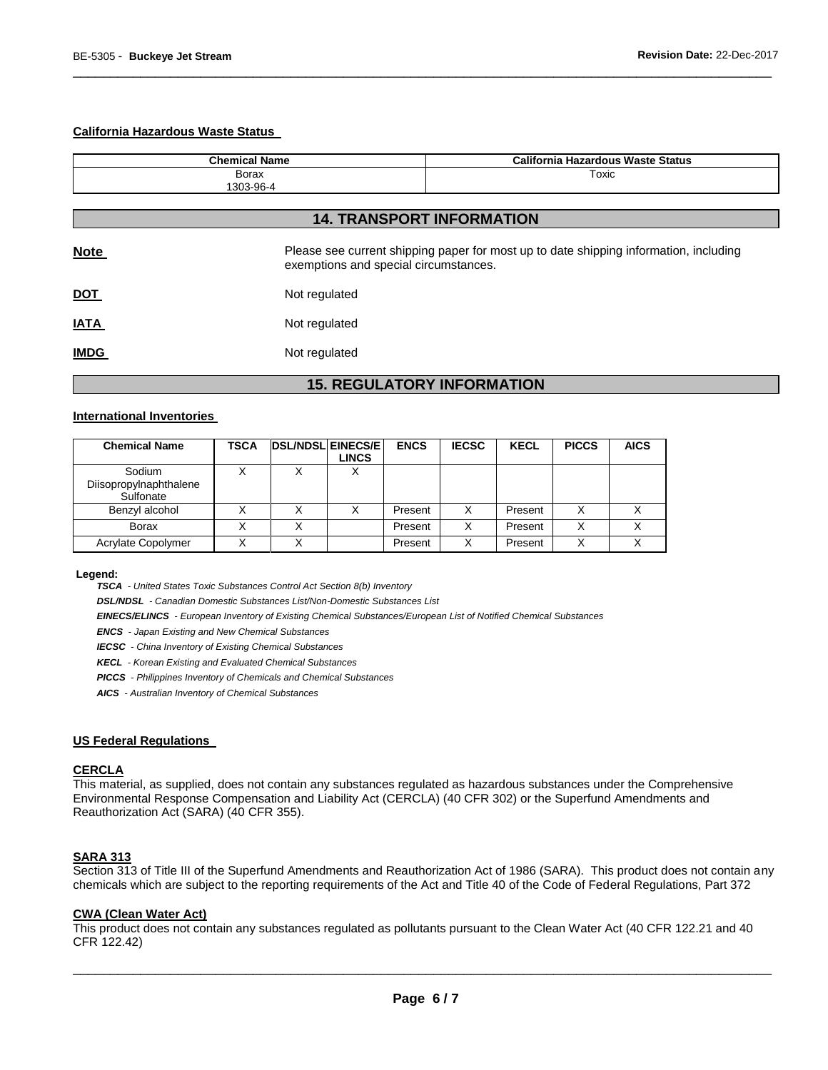#### California Hazardous Waste Status

| Chemical Name | California Hazardous Waste Status |
|---|---|
| Borax<br>1303-96-4 | Toxic |

## 14. TRANSPORT INFORMATION

**Note** Please see current shipping paper for most up to date shipping information, including exemptions and special circumstances.

**DOT** Not regulated

**IATA** Not regulated

**IMDG** Not regulated

## 15. REGULATORY INFORMATION

#### International Inventories

| Chemical Name | TSCA | DSL/NDSL | EINECS/ELINCS | ENCS | IECSC | KECL | PICCS | AICS |
|---|---|---|---|---|---|---|---|---|
| Sodium Diisopropylnaphthalene Sulfonate | X | X | X | | | | | |
| Benzyl alcohol | X | X | X | Present | X | Present | X | X |
| Borax | X | X | | Present | X | Present | X | X |
| Acrylate Copolymer | X | X | | Present | X | Present | X | X |

**Legend:**

***TSCA*** *- United States Toxic Substances Control Act Section 8(b) Inventory*

***DSL/NDSL*** *- Canadian Domestic Substances List/Non-Domestic Substances List*

***EINECS/ELINCS*** *- European Inventory of Existing Chemical Substances/European List of Notified Chemical Substances*

***ENCS*** *- Japan Existing and New Chemical Substances*

***IECSC*** *- China Inventory of Existing Chemical Substances*

***KECL*** *- Korean Existing and Evaluated Chemical Substances*

***PICCS*** *- Philippines Inventory of Chemicals and Chemical Substances*

***AICS*** *- Australian Inventory of Chemical Substances*

#### US Federal Regulations

**CERCLA**

This material, as supplied, does not contain any substances regulated as hazardous substances under the Comprehensive Environmental Response Compensation and Liability Act (CERCLA) (40 CFR 302) or the Superfund Amendments and Reauthorization Act (SARA) (40 CFR 355).

**SARA 313**

Section 313 of Title III of the Superfund Amendments and Reauthorization Act of 1986 (SARA). This product does not contain any chemicals which are subject to the reporting requirements of the Act and Title 40 of the Code of Federal Regulations, Part 372

**CWA (Clean Water Act)**

This product does not contain any substances regulated as pollutants pursuant to the Clean Water Act (40 CFR 122.21 and 40 CFR 122.42)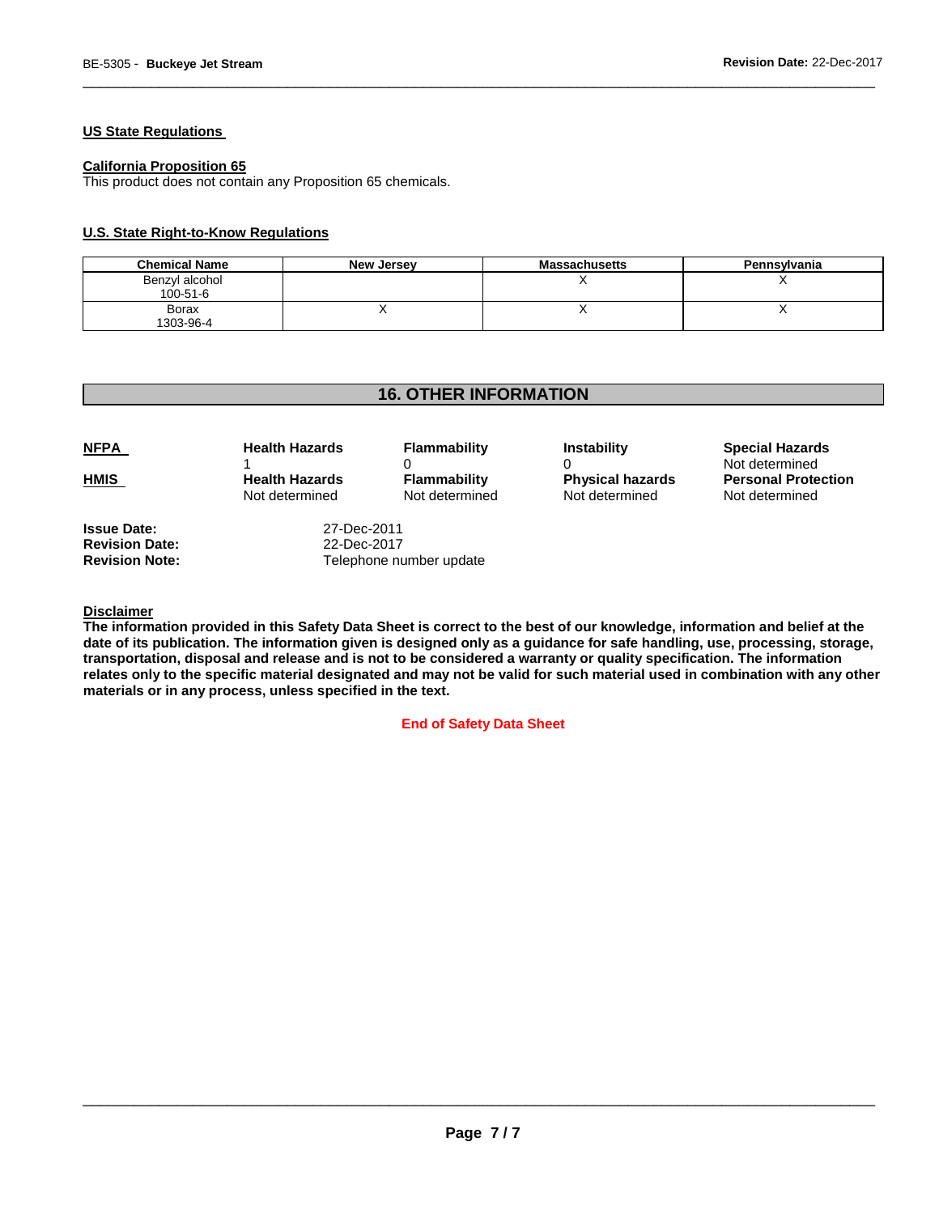### US State Regulations

#### California Proposition 65

This product does not contain any Proposition 65 chemicals.

#### U.S. State Right-to-Know Regulations

| Chemical Name | New Jersey | Massachusetts | Pennsylvania |
|---|---|---|---|
| Benzyl alcohol<br>100-51-6 | | X | X |
| Borax<br>1303-96-4 | X | X | X |

## 16. OTHER INFORMATION

| | | | | |
|---|---|---|---|---|
| **NFPA** | **Health Hazards**<br>1 | **Flammability**<br>0 | **Instability**<br>0 | **Special Hazards**<br>Not determined |
| **HMIS** | **Health Hazards**<br>Not determined | **Flammability**<br>Not determined | **Physical hazards**<br>Not determined | **Personal Protection**<br>Not determined |

**Issue Date:** 27-Dec-2011
**Revision Date:** 22-Dec-2017
**Revision Note:** Telephone number update

#### Disclaimer

**The information provided in this Safety Data Sheet is correct to the best of our knowledge, information and belief at the date of its publication. The information given is designed only as a guidance for safe handling, use, processing, storage, transportation, disposal and release and is not to be considered a warranty or quality specification. The information relates only to the specific material designated and may not be valid for such material used in combination with any other materials or in any process, unless specified in the text.**

**End of Safety Data Sheet**